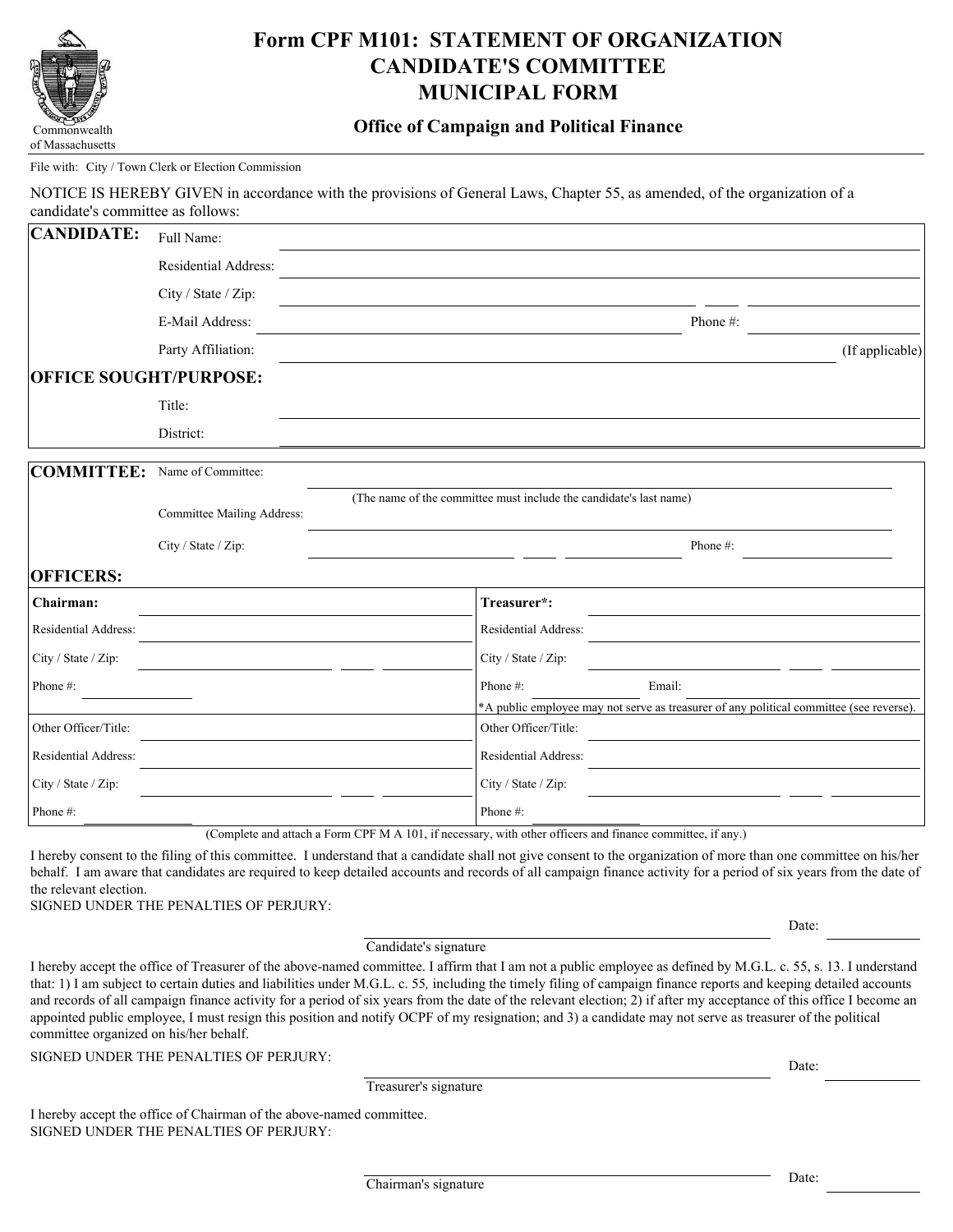# Form CPF M101: STATEMENT OF ORGANIZATION CANDIDATE'S COMMITTEE MUNICIPAL FORM

Commonwealth of Massachusetts

## Office of Campaign and Political Finance

File with: City / Town Clerk or Election Commission

NOTICE IS HEREBY GIVEN in accordance with the provisions of General Laws, Chapter 55, as amended, of the organization of a candidate's committee as follows:

**CANDIDATE:**

Full Name: ____________________

Residential Address: ____________________

City / State / Zip: ____________________

E-Mail Address: ____________________ Phone #: ____________________

Party Affiliation: ____________________ (If applicable)

**OFFICE SOUGHT/PURPOSE:**

Title: ____________________

District: ____________________

**COMMITTEE:**

Name of Committee: ____________________

(The name of the committee must include the candidate's last name)

Committee Mailing Address: ____________________

City / State / Zip: ____________________ Phone #: ____________________

**OFFICERS:**

| **Chairman:** | **Treasurer*:** |
|---|---|
| Residential Address: | Residential Address: |
| City / State / Zip: | City / State / Zip: |
| Phone #: | Phone #: Email: |
| | *A public employee may not serve as treasurer of any political committee (see reverse). |
| Other Officer/Title: | Other Officer/Title: |
| Residential Address: | Residential Address: |
| City / State / Zip: | City / State / Zip: |
| Phone #: | Phone #: |

(Complete and attach a Form CPF M A 101, if necessary, with other officers and finance committee, if any.)

I hereby consent to the filing of this committee. I understand that a candidate shall not give consent to the organization of more than one committee on his/her behalf. I am aware that candidates are required to keep detailed accounts and records of all campaign finance activity for a period of six years from the date of the relevant election.

SIGNED UNDER THE PENALTIES OF PERJURY:

____________________ Candidate's signature Date: __________

I hereby accept the office of Treasurer of the above-named committee. I affirm that I am not a public employee as defined by M.G.L. c. 55, s. 13. I understand that: 1) I am subject to certain duties and liabilities under M.G.L. c. 55, including the timely filing of campaign finance reports and keeping detailed accounts and records of all campaign finance activity for a period of six years from the date of the relevant election; 2) if after my acceptance of this office I become an appointed public employee, I must resign this position and notify OCPF of my resignation; and 3) a candidate may not serve as treasurer of the political committee organized on his/her behalf.

SIGNED UNDER THE PENALTIES OF PERJURY:

____________________ Treasurer's signature Date: __________

I hereby accept the office of Chairman of the above-named committee.

SIGNED UNDER THE PENALTIES OF PERJURY:

____________________ Chairman's signature Date: __________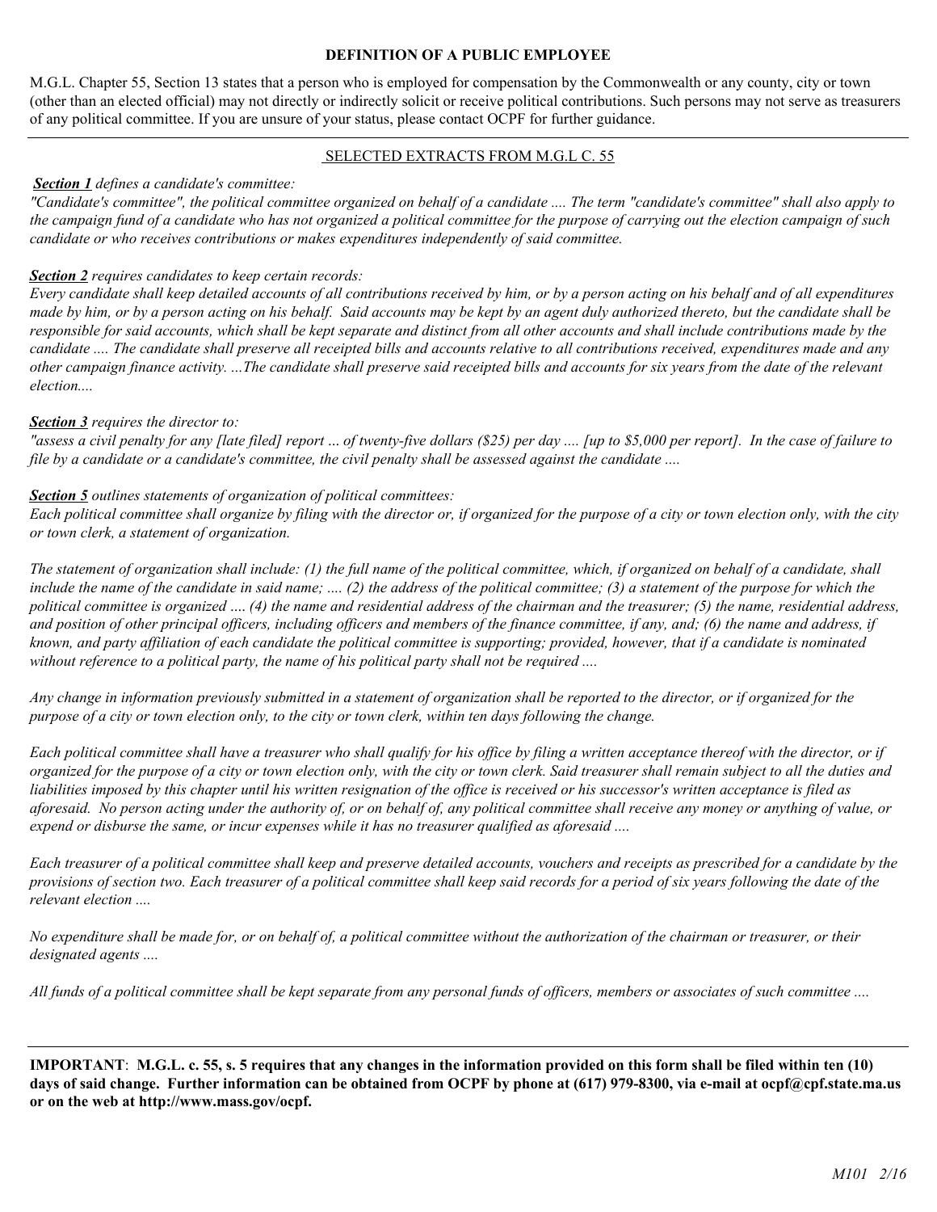## DEFINITION OF A PUBLIC EMPLOYEE

M.G.L. Chapter 55, Section 13 states that a person who is employed for compensation by the Commonwealth or any county, city or town (other than an elected official) may not directly or indirectly solicit or receive political contributions. Such persons may not serve as treasurers of any political committee. If you are unsure of your status, please contact OCPF for further guidance.

---

## SELECTED EXTRACTS FROM M.G.L C. 55

***Section 1*** *defines a candidate's committee:*
*"Candidate's committee", the political committee organized on behalf of a candidate .... The term "candidate's committee" shall also apply to the campaign fund of a candidate who has not organized a political committee for the purpose of carrying out the election campaign of such candidate or who receives contributions or makes expenditures independently of said committee.*

***Section 2*** *requires candidates to keep certain records:*
*Every candidate shall keep detailed accounts of all contributions received by him, or by a person acting on his behalf and of all expenditures made by him, or by a person acting on his behalf. Said accounts may be kept by an agent duly authorized thereto, but the candidate shall be responsible for said accounts, which shall be kept separate and distinct from all other accounts and shall include contributions made by the candidate .... The candidate shall preserve all receipted bills and accounts relative to all contributions received, expenditures made and any other campaign finance activity. ...The candidate shall preserve said receipted bills and accounts for six years from the date of the relevant election....*

***Section 3*** *requires the director to:*
*"assess a civil penalty for any [late filed] report ... of twenty-five dollars ($25) per day .... [up to $5,000 per report]. In the case of failure to file by a candidate or a candidate's committee, the civil penalty shall be assessed against the candidate ....*

***Section 5*** *outlines statements of organization of political committees:*
*Each political committee shall organize by filing with the director or, if organized for the purpose of a city or town election only, with the city or town clerk, a statement of organization.*

*The statement of organization shall include: (1) the full name of the political committee, which, if organized on behalf of a candidate, shall include the name of the candidate in said name; .... (2) the address of the political committee; (3) a statement of the purpose for which the political committee is organized .... (4) the name and residential address of the chairman and the treasurer; (5) the name, residential address, and position of other principal officers, including officers and members of the finance committee, if any, and; (6) the name and address, if known, and party affiliation of each candidate the political committee is supporting; provided, however, that if a candidate is nominated without reference to a political party, the name of his political party shall not be required ....*

*Any change in information previously submitted in a statement of organization shall be reported to the director, or if organized for the purpose of a city or town election only, to the city or town clerk, within ten days following the change.*

*Each political committee shall have a treasurer who shall qualify for his office by filing a written acceptance thereof with the director, or if organized for the purpose of a city or town election only, with the city or town clerk. Said treasurer shall remain subject to all the duties and liabilities imposed by this chapter until his written resignation of the office is received or his successor's written acceptance is filed as aforesaid. No person acting under the authority of, or on behalf of, any political committee shall receive any money or anything of value, or expend or disburse the same, or incur expenses while it has no treasurer qualified as aforesaid ....*

*Each treasurer of a political committee shall keep and preserve detailed accounts, vouchers and receipts as prescribed for a candidate by the provisions of section two. Each treasurer of a political committee shall keep said records for a period of six years following the date of the relevant election ....*

*No expenditure shall be made for, or on behalf of, a political committee without the authorization of the chairman or treasurer, or their designated agents ....*

*All funds of a political committee shall be kept separate from any personal funds of officers, members or associates of such committee ....*

---

**IMPORTANT**: **M.G.L. c. 55, s. 5 requires that any changes in the information provided on this form shall be filed within ten (10) days of said change. Further information can be obtained from OCPF by phone at (617) 979-8300, via e-mail at ocpf@cpf.state.ma.us or on the web at http://www.mass.gov/ocpf.**

*M101 2/16*